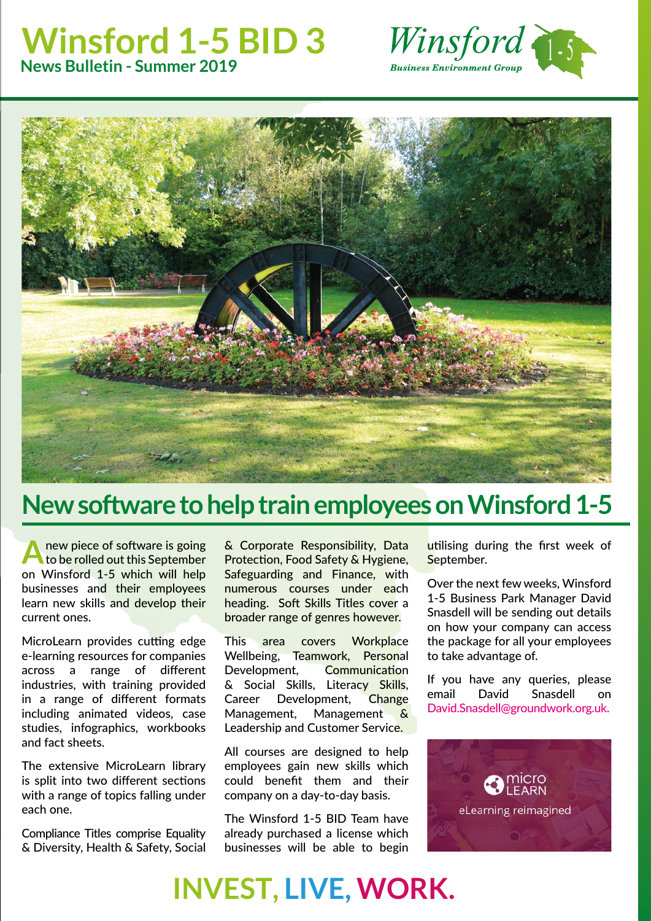# Winsford 1-5 BID 3

## News Bulletin - Summer 2019

Winsford 1-5 Business Environment Group

# New software to help train employees on Winsford 1-5

A new piece of software is going to be rolled out this September on Winsford 1-5 which will help businesses and their employees learn new skills and develop their current ones.

MicroLearn provides cutting edge e-learning resources for companies across a range of different industries, with training provided in a range of different formats including animated videos, case studies, infographics, workbooks and fact sheets.

The extensive MicroLearn library is split into two different sections with a range of topics falling under each one.

Compliance Titles comprise Equality & Diversity, Health & Safety, Social & Corporate Responsibility, Data Protection, Food Safety & Hygiene, Safeguarding and Finance, with numerous courses under each heading. Soft Skills Titles cover a broader range of genres however.

This area covers Workplace Wellbeing, Teamwork, Personal Development, Communication & Social Skills, Literacy Skills, Career Development, Change Management, Management & Leadership and Customer Service.

All courses are designed to help employees gain new skills which could benefit them and their company on a day-to-day basis.

The Winsford 1-5 BID Team have already purchased a license which businesses will be able to begin utilising during the first week of September.

Over the next few weeks, Winsford 1-5 Business Park Manager David Snasdell will be sending out details on how your company can access the package for all your employees to take advantage of.

If you have any queries, please email David Snasdell on David.Snasdell@groundwork.org.uk.

micro LEARN eLearning reimagined

**INVEST, LIVE, WORK.**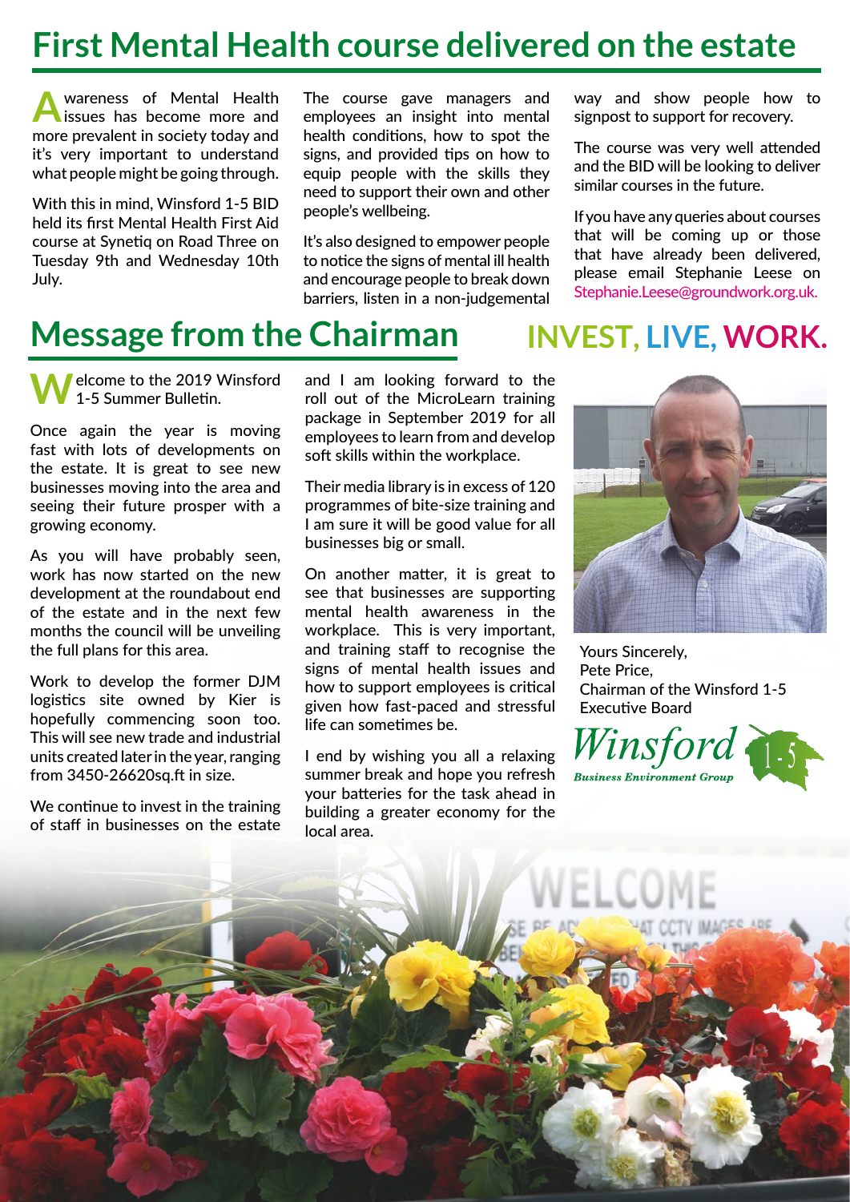# First Mental Health course delivered on the estate

Awareness of Mental Health issues has become more and more prevalent in society today and it's very important to understand what people might be going through.

With this in mind, Winsford 1-5 BID held its first Mental Health First Aid course at Synetiq on Road Three on Tuesday 9th and Wednesday 10th July.

The course gave managers and employees an insight into mental health conditions, how to spot the signs, and provided tips on how to equip people with the skills they need to support their own and other people's wellbeing.

It's also designed to empower people to notice the signs of mental ill health and encourage people to break down barriers, listen in a non-judgemental way and show people how to signpost to support for recovery.

The course was very well attended and the BID will be looking to deliver similar courses in the future.

If you have any queries about courses that will be coming up or those that have already been delivered, please email Stephanie Leese on Stephanie.Leese@groundwork.org.uk.

# Message from the Chairman

**INVEST, LIVE, WORK.**

Welcome to the 2019 Winsford 1-5 Summer Bulletin.

Once again the year is moving fast with lots of developments on the estate. It is great to see new businesses moving into the area and seeing their future prosper with a growing economy.

As you will have probably seen, work has now started on the new development at the roundabout end of the estate and in the next few months the council will be unveiling the full plans for this area.

Work to develop the former DJM logistics site owned by Kier is hopefully commencing soon too. This will see new trade and industrial units created later in the year, ranging from 3450-26620sq.ft in size.

We continue to invest in the training of staff in businesses on the estate and I am looking forward to the roll out of the MicroLearn training package in September 2019 for all employees to learn from and develop soft skills within the workplace.

Their media library is in excess of 120 programmes of bite-size training and I am sure it will be good value for all businesses big or small.

On another matter, it is great to see that businesses are supporting mental health awareness in the workplace. This is very important, and training staff to recognise the signs of mental health issues and how to support employees is critical given how fast-paced and stressful life can sometimes be.

I end by wishing you all a relaxing summer break and hope you refresh your batteries for the task ahead in building a greater economy for the local area.

Yours Sincerely,
Pete Price,
Chairman of the Winsford 1-5 Executive Board

Winsford 1-5
Business Environment Group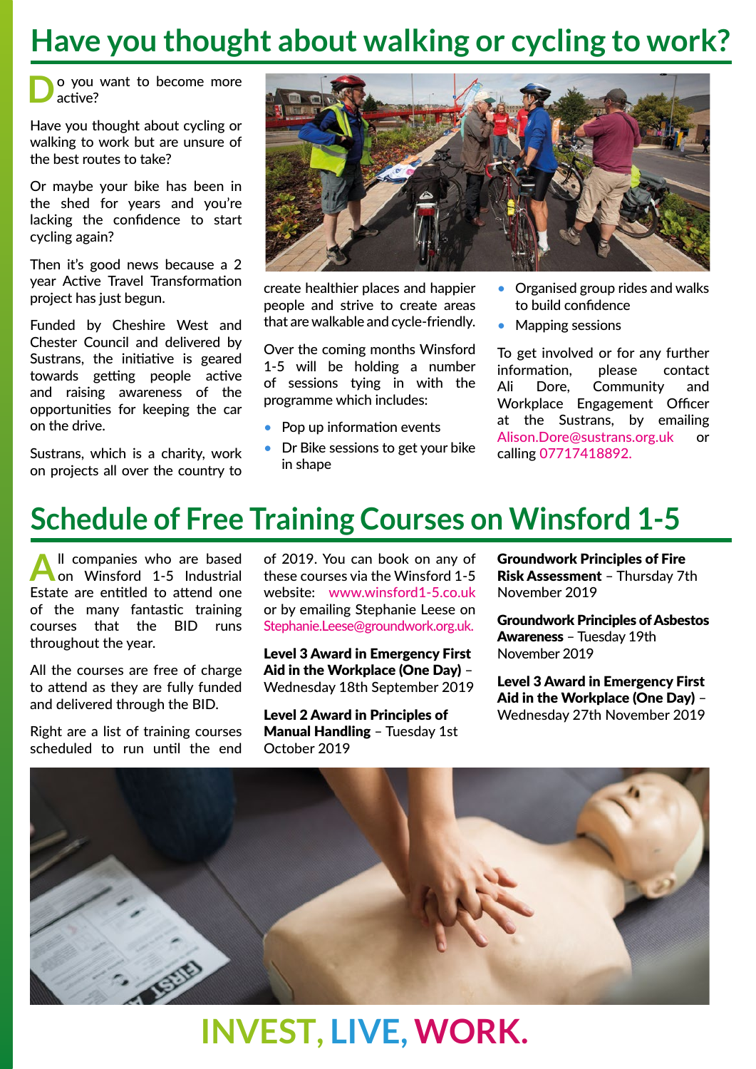# Have you thought about walking or cycling to work?

Do you want to become more active?

Have you thought about cycling or walking to work but are unsure of the best routes to take?

Or maybe your bike has been in the shed for years and you're lacking the confidence to start cycling again?

Then it's good news because a 2 year Active Travel Transformation project has just begun.

Funded by Cheshire West and Chester Council and delivered by Sustrans, the initiative is geared towards getting people active and raising awareness of the opportunities for keeping the car on the drive.

Sustrans, which is a charity, work on projects all over the country to create healthier places and happier people and strive to create areas that are walkable and cycle-friendly.

Over the coming months Winsford 1-5 will be holding a number of sessions tying in with the programme which includes:

- Pop up information events
- Dr Bike sessions to get your bike in shape
- Organised group rides and walks to build confidence
- Mapping sessions

To get involved or for any further information, please contact Ali Dore, Community and Workplace Engagement Officer at the Sustrans, by emailing Alison.Dore@sustrans.org.uk or calling 07717418892.

# Schedule of Free Training Courses on Winsford 1-5

All companies who are based on Winsford 1-5 Industrial Estate are entitled to attend one of the many fantastic training courses that the BID runs throughout the year.

All the courses are free of charge to attend as they are fully funded and delivered through the BID.

Right are a list of training courses scheduled to run until the end of 2019. You can book on any of these courses via the Winsford 1-5 website: www.winsford1-5.co.uk or by emailing Stephanie Leese on Stephanie.Leese@groundwork.org.uk.

**Level 3 Award in Emergency First Aid in the Workplace (One Day)** – Wednesday 18th September 2019

**Level 2 Award in Principles of Manual Handling** – Tuesday 1st October 2019

**Groundwork Principles of Fire Risk Assessment** – Thursday 7th November 2019

**Groundwork Principles of Asbestos Awareness** – Tuesday 19th November 2019

**Level 3 Award in Emergency First Aid in the Workplace (One Day)** – Wednesday 27th November 2019

**INVEST, LIVE, WORK.**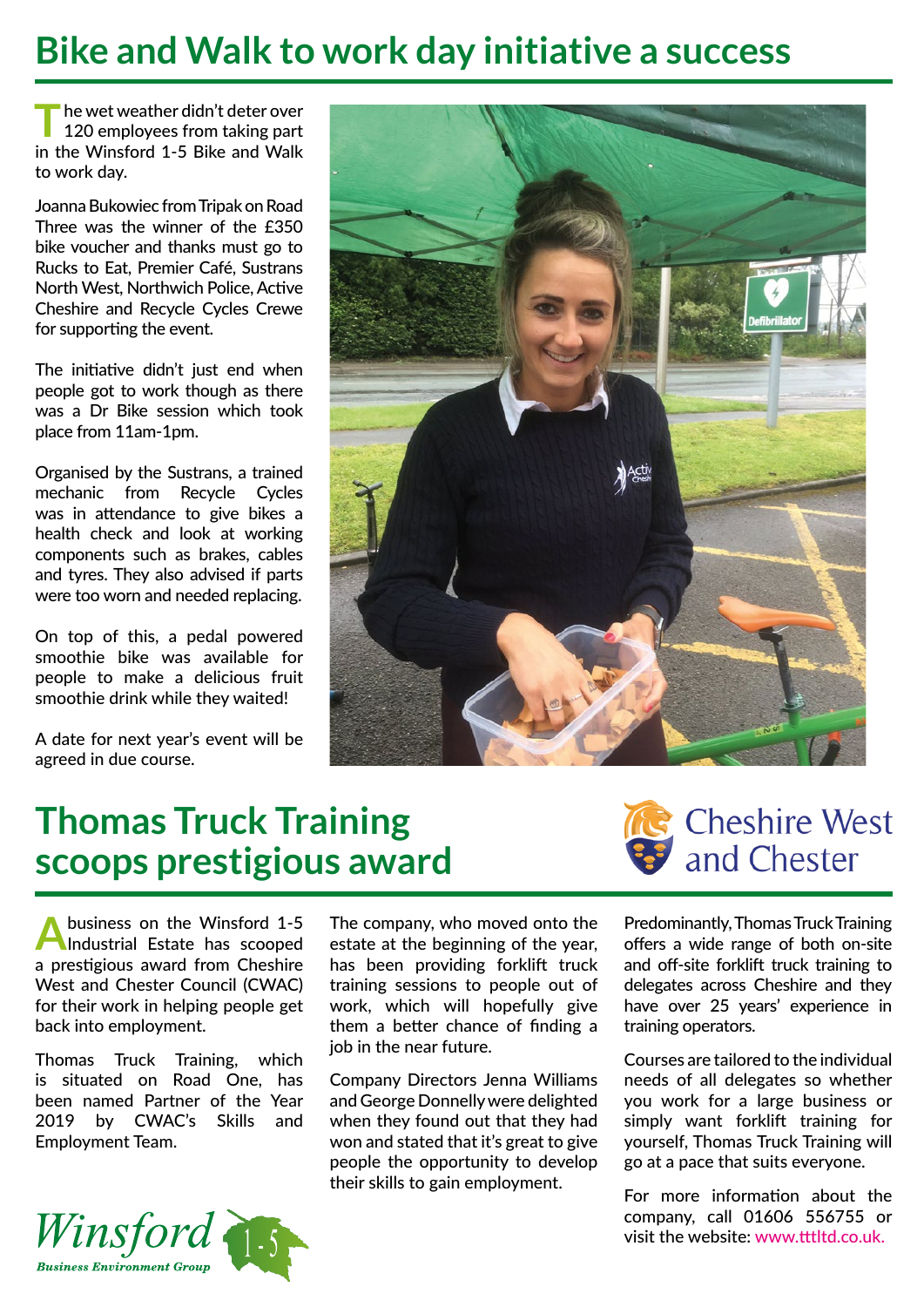# Bike and Walk to work day initiative a success

The wet weather didn't deter over 120 employees from taking part in the Winsford 1-5 Bike and Walk to work day.

Joanna Bukowiec from Tripak on Road Three was the winner of the £350 bike voucher and thanks must go to Rucks to Eat, Premier Café, Sustrans North West, Northwich Police, Active Cheshire and Recycle Cycles Crewe for supporting the event.

The initiative didn't just end when people got to work though as there was a Dr Bike session which took place from 11am-1pm.

Organised by the Sustrans, a trained mechanic from Recycle Cycles was in attendance to give bikes a health check and look at working components such as brakes, cables and tyres. They also advised if parts were too worn and needed replacing.

On top of this, a pedal powered smoothie bike was available for people to make a delicious fruit smoothie drink while they waited!

A date for next year's event will be agreed in due course.

# Thomas Truck Training scoops prestigious award

Cheshire West and Chester

A business on the Winsford 1-5 Industrial Estate has scooped a prestigious award from Cheshire West and Chester Council (CWAC) for their work in helping people get back into employment.

Thomas Truck Training, which is situated on Road One, has been named Partner of the Year 2019 by CWAC's Skills and Employment Team.

The company, who moved onto the estate at the beginning of the year, has been providing forklift truck training sessions to people out of work, which will hopefully give them a better chance of finding a job in the near future.

Company Directors Jenna Williams and George Donnelly were delighted when they found out that they had won and stated that it's great to give people the opportunity to develop their skills to gain employment.

Predominantly, Thomas Truck Training offers a wide range of both on-site and off-site forklift truck training to delegates across Cheshire and they have over 25 years' experience in training operators.

Courses are tailored to the individual needs of all delegates so whether you work for a large business or simply want forklift training for yourself, Thomas Truck Training will go at a pace that suits everyone.

For more information about the company, call 01606 556755 or visit the website: www.tttltd.co.uk.

Winsford 1-5 Business Environment Group